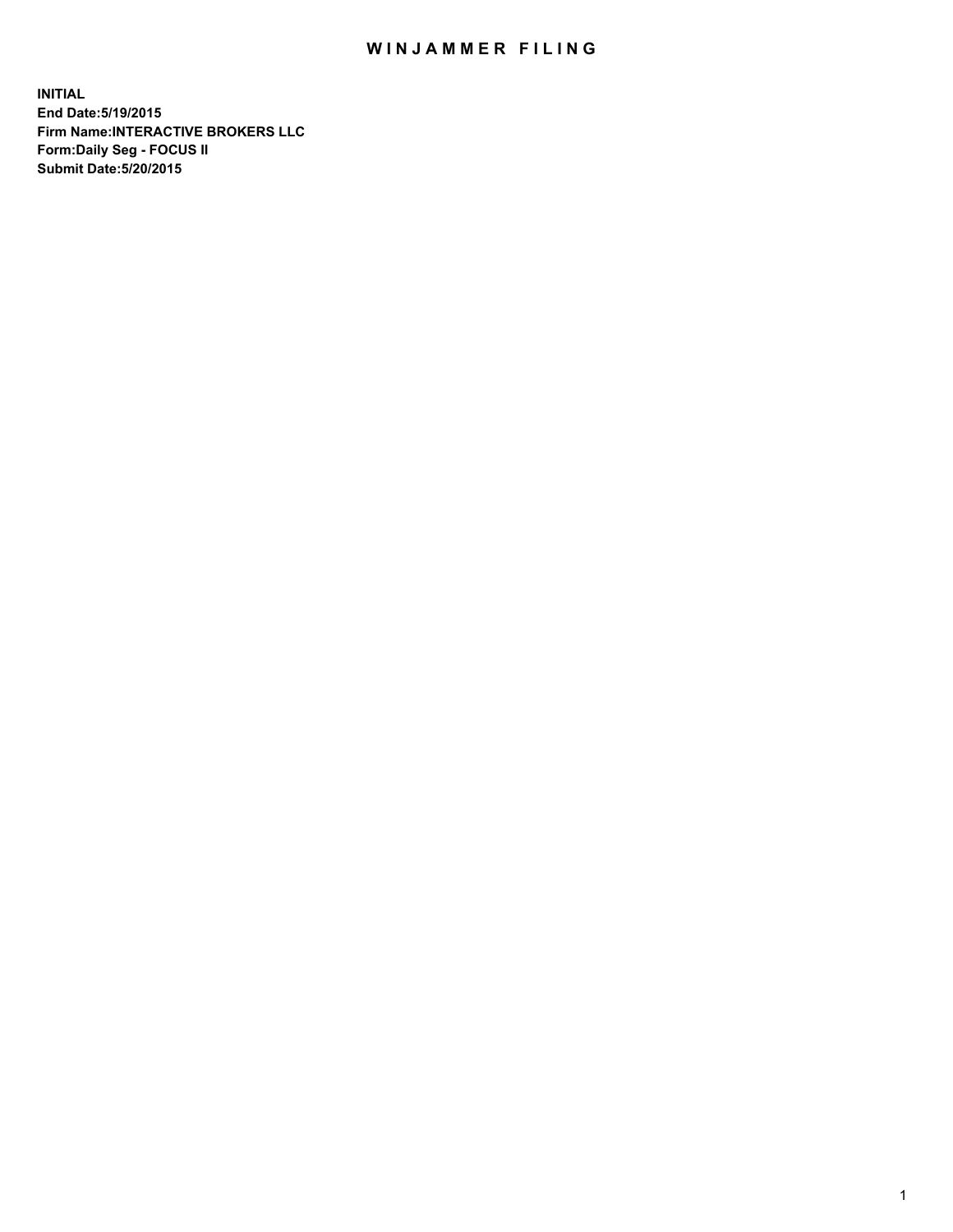# WINJAMMER FILING

**INITIAL**
**End Date:5/19/2015**
**Firm Name:INTERACTIVE BROKERS LLC**
**Form:Daily Seg - FOCUS II**
**Submit Date:5/20/2015**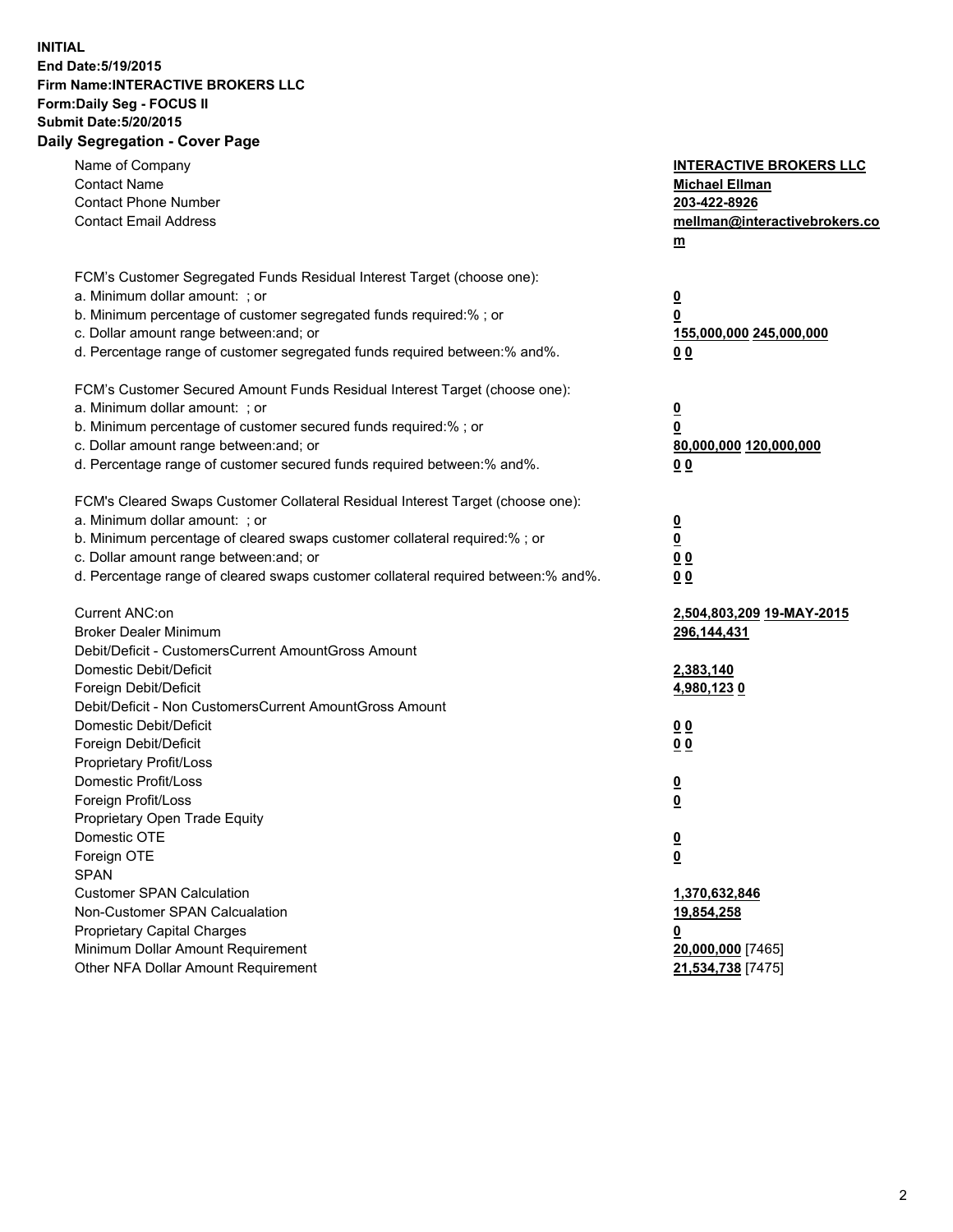**INITIAL**
**End Date:5/19/2015**
**Firm Name:INTERACTIVE BROKERS LLC**
**Form:Daily Seg - FOCUS II**
**Submit Date:5/20/2015**

## Daily Segregation - Cover Page

| | |
|---|---|
| Name of Company | **INTERACTIVE BROKERS LLC** |
| Contact Name | **Michael Ellman** |
| Contact Phone Number | **203-422-8926** |
| Contact Email Address | **mellman@interactivebrokers.com** |
| | |
| FCM's Customer Segregated Funds Residual Interest Target (choose one): | |
| a. Minimum dollar amount: ; or | **0** |
| b. Minimum percentage of customer segregated funds required:% ; or | **0** |
| c. Dollar amount range between:and; or | **155,000,000 245,000,000** |
| d. Percentage range of customer segregated funds required between:% and%. | **0 0** |
| | |
| FCM's Customer Secured Amount Funds Residual Interest Target (choose one): | |
| a. Minimum dollar amount: ; or | **0** |
| b. Minimum percentage of customer secured funds required:% ; or | **0** |
| c. Dollar amount range between:and; or | **80,000,000 120,000,000** |
| d. Percentage range of customer secured funds required between:% and%. | **0 0** |
| | |
| FCM's Cleared Swaps Customer Collateral Residual Interest Target (choose one): | |
| a. Minimum dollar amount: ; or | **0** |
| b. Minimum percentage of cleared swaps customer collateral required:% ; or | **0** |
| c. Dollar amount range between:and; or | **0 0** |
| d. Percentage range of cleared swaps customer collateral required between:% and%. | **0 0** |
| | |
| Current ANC:on | **2,504,803,209 19-MAY-2015** |
| Broker Dealer Minimum | **296,144,431** |
| Debit/Deficit - CustomersCurrent AmountGross Amount | |
| Domestic Debit/Deficit | **2,383,140** |
| Foreign Debit/Deficit | **4,980,123 0** |
| Debit/Deficit - Non CustomersCurrent AmountGross Amount | |
| Domestic Debit/Deficit | **0 0** |
| Foreign Debit/Deficit | **0 0** |
| Proprietary Profit/Loss | |
| Domestic Profit/Loss | **0** |
| Foreign Profit/Loss | **0** |
| Proprietary Open Trade Equity | |
| Domestic OTE | **0** |
| Foreign OTE | **0** |
| SPAN | |
| Customer SPAN Calculation | **1,370,632,846** |
| Non-Customer SPAN Calcualation | **19,854,258** |
| Proprietary Capital Charges | **0** |
| Minimum Dollar Amount Requirement | **20,000,000** [7465] |
| Other NFA Dollar Amount Requirement | **21,534,738** [7475] |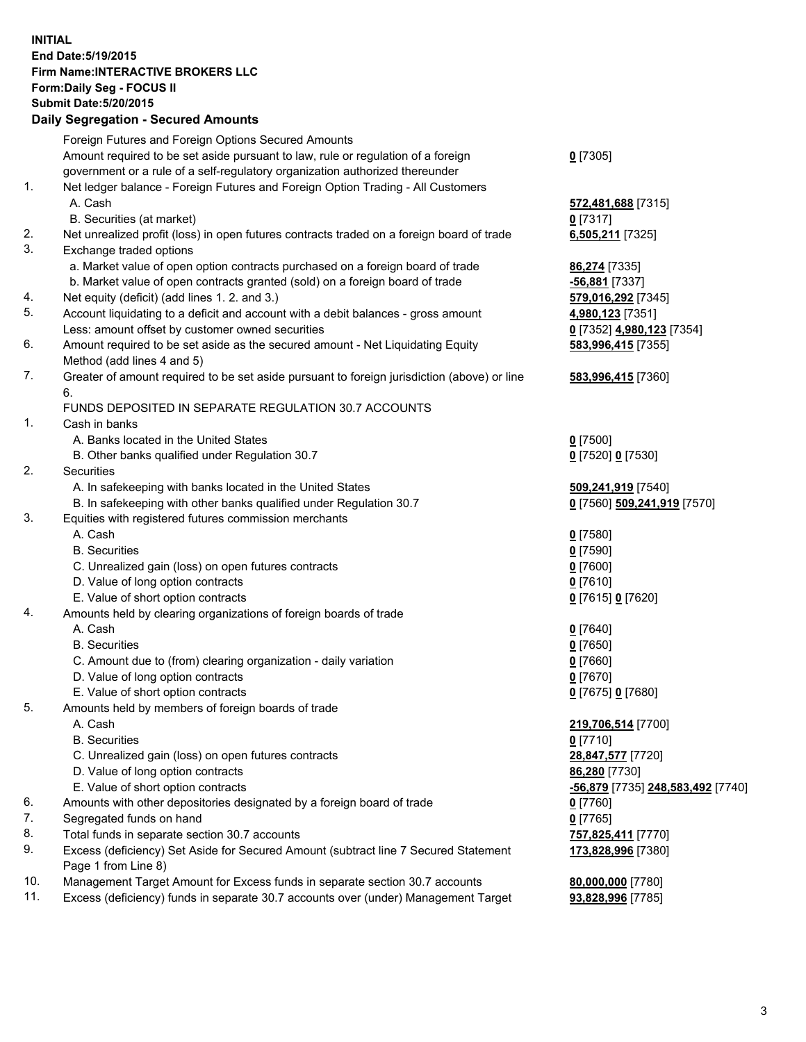**INITIAL**
**End Date:5/19/2015**
**Firm Name:INTERACTIVE BROKERS LLC**
**Form:Daily Seg - FOCUS II**
**Submit Date:5/20/2015**

## Daily Segregation - Secured Amounts

| | | |
|---|---|---|
| | Foreign Futures and Foreign Options Secured Amounts | |
| | Amount required to be set aside pursuant to law, rule or regulation of a foreign government or a rule of a self-regulatory organization authorized thereunder | **0** [7305] |
| 1. | Net ledger balance - Foreign Futures and Foreign Option Trading - All Customers | |
| | A. Cash | **572,481,688** [7315] |
| | B. Securities (at market) | **0** [7317] |
| 2. | Net unrealized profit (loss) in open futures contracts traded on a foreign board of trade | **6,505,211** [7325] |
| 3. | Exchange traded options | |
| | a. Market value of open option contracts purchased on a foreign board of trade | **86,274** [7335] |
| | b. Market value of open contracts granted (sold) on a foreign board of trade | **-56,881** [7337] |
| 4. | Net equity (deficit) (add lines 1. 2. and 3.) | **579,016,292** [7345] |
| 5. | Account liquidating to a deficit and account with a debit balances - gross amount | **4,980,123** [7351] |
| | Less: amount offset by customer owned securities | **0** [7352] **4,980,123** [7354] |
| 6. | Amount required to be set aside as the secured amount - Net Liquidating Equity Method (add lines 4 and 5) | **583,996,415** [7355] |
| 7. | Greater of amount required to be set aside pursuant to foreign jurisdiction (above) or line 6. | **583,996,415** [7360] |
| | FUNDS DEPOSITED IN SEPARATE REGULATION 30.7 ACCOUNTS | |
| 1. | Cash in banks | |
| | A. Banks located in the United States | **0** [7500] |
| | B. Other banks qualified under Regulation 30.7 | **0** [7520] **0** [7530] |
| 2. | Securities | |
| | A. In safekeeping with banks located in the United States | **509,241,919** [7540] |
| | B. In safekeeping with other banks qualified under Regulation 30.7 | **0** [7560] **509,241,919** [7570] |
| 3. | Equities with registered futures commission merchants | |
| | A. Cash | **0** [7580] |
| | B. Securities | **0** [7590] |
| | C. Unrealized gain (loss) on open futures contracts | **0** [7600] |
| | D. Value of long option contracts | **0** [7610] |
| | E. Value of short option contracts | **0** [7615] **0** [7620] |
| 4. | Amounts held by clearing organizations of foreign boards of trade | |
| | A. Cash | **0** [7640] |
| | B. Securities | **0** [7650] |
| | C. Amount due to (from) clearing organization - daily variation | **0** [7660] |
| | D. Value of long option contracts | **0** [7670] |
| | E. Value of short option contracts | **0** [7675] **0** [7680] |
| 5. | Amounts held by members of foreign boards of trade | |
| | A. Cash | **219,706,514** [7700] |
| | B. Securities | **0** [7710] |
| | C. Unrealized gain (loss) on open futures contracts | **28,847,577** [7720] |
| | D. Value of long option contracts | **86,280** [7730] |
| | E. Value of short option contracts | **-56,879** [7735] **248,583,492** [7740] |
| 6. | Amounts with other depositories designated by a foreign board of trade | **0** [7760] |
| 7. | Segregated funds on hand | **0** [7765] |
| 8. | Total funds in separate section 30.7 accounts | **757,825,411** [7770] |
| 9. | Excess (deficiency) Set Aside for Secured Amount (subtract line 7 Secured Statement Page 1 from Line 8) | **173,828,996** [7380] |
| 10. | Management Target Amount for Excess funds in separate section 30.7 accounts | **80,000,000** [7780] |
| 11. | Excess (deficiency) funds in separate 30.7 accounts over (under) Management Target | **93,828,996** [7785] |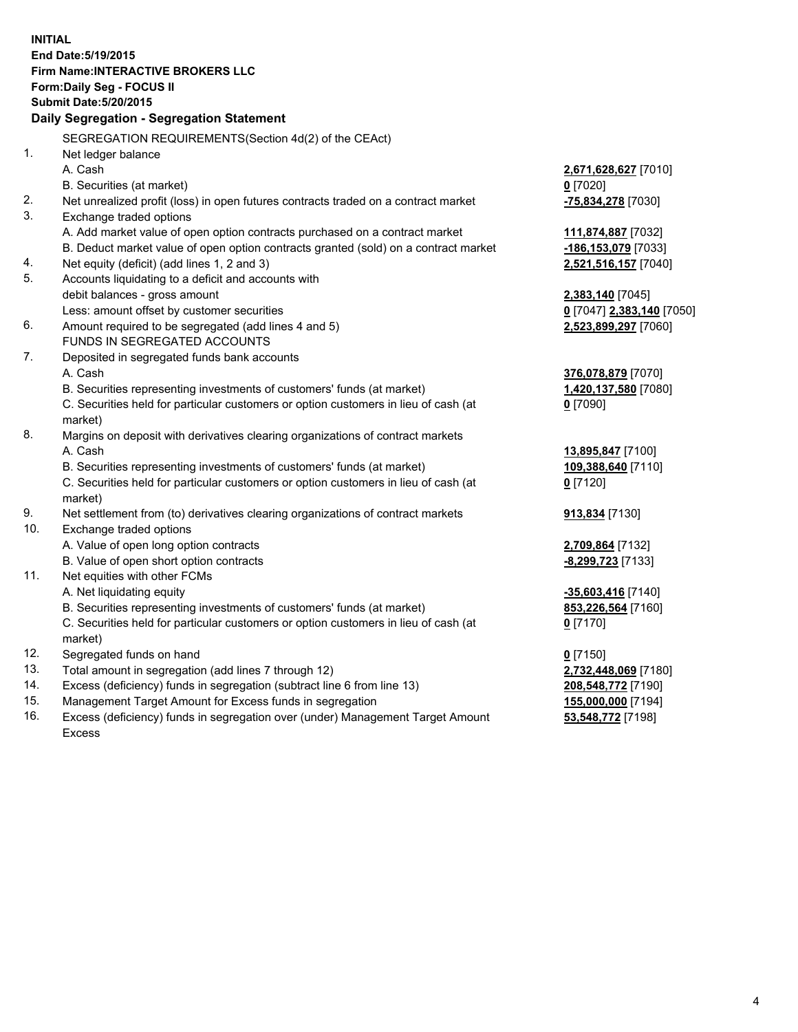**INITIAL**
**End Date:5/19/2015**
**Firm Name:INTERACTIVE BROKERS LLC**
**Form:Daily Seg - FOCUS II**
**Submit Date:5/20/2015**

## Daily Segregation - Segregation Statement

| | | |
|---|---|---|
| | SEGREGATION REQUIREMENTS(Section 4d(2) of the CEAct) | |
| 1. | Net ledger balance | |
| | A. Cash | **2,671,628,627** [7010] |
| | B. Securities (at market) | **0** [7020] |
| 2. | Net unrealized profit (loss) in open futures contracts traded on a contract market | **-75,834,278** [7030] |
| 3. | Exchange traded options | |
| | A. Add market value of open option contracts purchased on a contract market | **111,874,887** [7032] |
| | B. Deduct market value of open option contracts granted (sold) on a contract market | **-186,153,079** [7033] |
| 4. | Net equity (deficit) (add lines 1, 2 and 3) | **2,521,516,157** [7040] |
| 5. | Accounts liquidating to a deficit and accounts with | |
| | debit balances - gross amount | **2,383,140** [7045] |
| | Less: amount offset by customer securities | **0** [7047] **2,383,140** [7050] |
| 6. | Amount required to be segregated (add lines 4 and 5) | **2,523,899,297** [7060] |
| | FUNDS IN SEGREGATED ACCOUNTS | |
| 7. | Deposited in segregated funds bank accounts | |
| | A. Cash | **376,078,879** [7070] |
| | B. Securities representing investments of customers' funds (at market) | **1,420,137,580** [7080] |
| | C. Securities held for particular customers or option customers in lieu of cash (at market) | **0** [7090] |
| 8. | Margins on deposit with derivatives clearing organizations of contract markets | |
| | A. Cash | **13,895,847** [7100] |
| | B. Securities representing investments of customers' funds (at market) | **109,388,640** [7110] |
| | C. Securities held for particular customers or option customers in lieu of cash (at market) | **0** [7120] |
| 9. | Net settlement from (to) derivatives clearing organizations of contract markets | **913,834** [7130] |
| 10. | Exchange traded options | |
| | A. Value of open long option contracts | **2,709,864** [7132] |
| | B. Value of open short option contracts | **-8,299,723** [7133] |
| 11. | Net equities with other FCMs | |
| | A. Net liquidating equity | **-35,603,416** [7140] |
| | B. Securities representing investments of customers' funds (at market) | **853,226,564** [7160] |
| | C. Securities held for particular customers or option customers in lieu of cash (at market) | **0** [7170] |
| 12. | Segregated funds on hand | **0** [7150] |
| 13. | Total amount in segregation (add lines 7 through 12) | **2,732,448,069** [7180] |
| 14. | Excess (deficiency) funds in segregation (subtract line 6 from line 13) | **208,548,772** [7190] |
| 15. | Management Target Amount for Excess funds in segregation | **155,000,000** [7194] |
| 16. | Excess (deficiency) funds in segregation over (under) Management Target Amount Excess | **53,548,772** [7198] |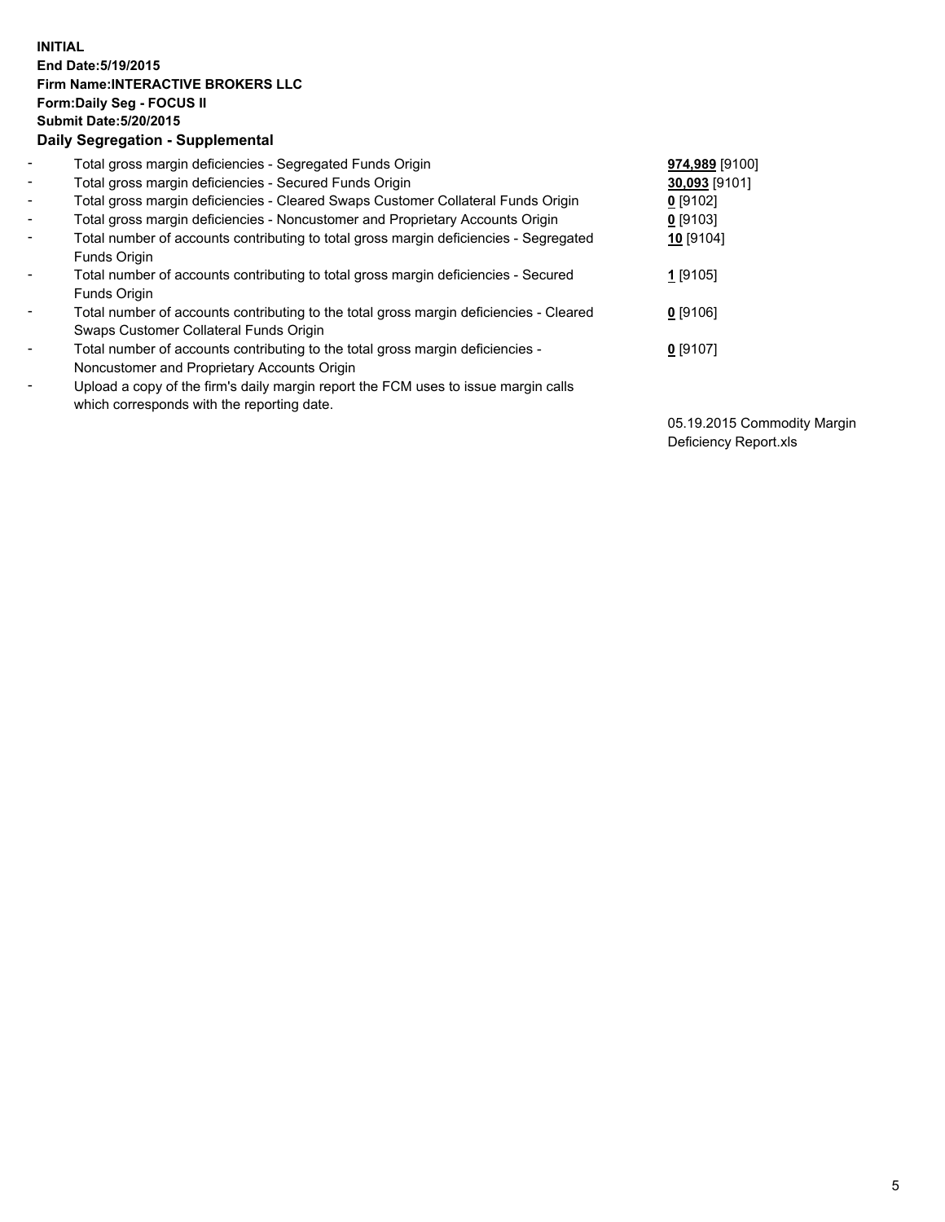**INITIAL**
**End Date:5/19/2015**
**Firm Name:INTERACTIVE BROKERS LLC**
**Form:Daily Seg - FOCUS II**
**Submit Date:5/20/2015**
**Daily Segregation - Supplemental**

| | | |
|---|---|---|
| - | Total gross margin deficiencies - Segregated Funds Origin | **974,989** [9100] |
| - | Total gross margin deficiencies - Secured Funds Origin | **30,093** [9101] |
| - | Total gross margin deficiencies - Cleared Swaps Customer Collateral Funds Origin | **0** [9102] |
| - | Total gross margin deficiencies - Noncustomer and Proprietary Accounts Origin | **0** [9103] |
| - | Total number of accounts contributing to total gross margin deficiencies - Segregated Funds Origin | **10** [9104] |
| - | Total number of accounts contributing to total gross margin deficiencies - Secured Funds Origin | **1** [9105] |
| - | Total number of accounts contributing to the total gross margin deficiencies - Cleared Swaps Customer Collateral Funds Origin | **0** [9106] |
| - | Total number of accounts contributing to the total gross margin deficiencies - Noncustomer and Proprietary Accounts Origin | **0** [9107] |
| - | Upload a copy of the firm's daily margin report the FCM uses to issue margin calls which corresponds with the reporting date. | 05.19.2015 Commodity Margin Deficiency Report.xls |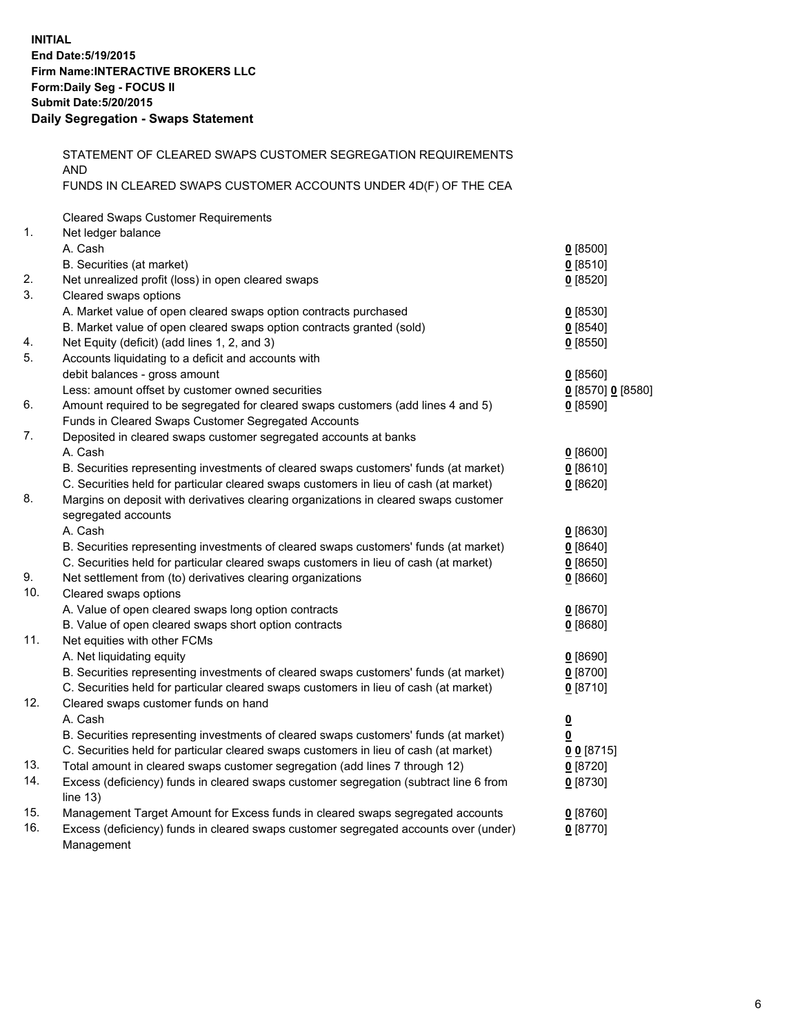**INITIAL**
**End Date:5/19/2015**
**Firm Name:INTERACTIVE BROKERS LLC**
**Form:Daily Seg - FOCUS II**
**Submit Date:5/20/2015**
**Daily Segregation - Swaps Statement**

STATEMENT OF CLEARED SWAPS CUSTOMER SEGREGATION REQUIREMENTS AND FUNDS IN CLEARED SWAPS CUSTOMER ACCOUNTS UNDER 4D(F) OF THE CEA

| | | |
|---|---|---|
| | Cleared Swaps Customer Requirements | |
| 1. | Net ledger balance | |
| | A. Cash | 0 [8500] |
| | B. Securities (at market) | 0 [8510] |
| 2. | Net unrealized profit (loss) in open cleared swaps | 0 [8520] |
| 3. | Cleared swaps options | |
| | A. Market value of open cleared swaps option contracts purchased | 0 [8530] |
| | B. Market value of open cleared swaps option contracts granted (sold) | 0 [8540] |
| 4. | Net Equity (deficit) (add lines 1, 2, and 3) | 0 [8550] |
| 5. | Accounts liquidating to a deficit and accounts with debit balances - gross amount | 0 [8560] |
| | Less: amount offset by customer owned securities | 0 [8570] 0 [8580] |
| 6. | Amount required to be segregated for cleared swaps customers (add lines 4 and 5) | 0 [8590] |
| | Funds in Cleared Swaps Customer Segregated Accounts | |
| 7. | Deposited in cleared swaps customer segregated accounts at banks | |
| | A. Cash | 0 [8600] |
| | B. Securities representing investments of cleared swaps customers' funds (at market) | 0 [8610] |
| | C. Securities held for particular cleared swaps customers in lieu of cash (at market) | 0 [8620] |
| 8. | Margins on deposit with derivatives clearing organizations in cleared swaps customer segregated accounts | |
| | A. Cash | 0 [8630] |
| | B. Securities representing investments of cleared swaps customers' funds (at market) | 0 [8640] |
| | C. Securities held for particular cleared swaps customers in lieu of cash (at market) | 0 [8650] |
| 9. | Net settlement from (to) derivatives clearing organizations | 0 [8660] |
| 10. | Cleared swaps options | |
| | A. Value of open cleared swaps long option contracts | 0 [8670] |
| | B. Value of open cleared swaps short option contracts | 0 [8680] |
| 11. | Net equities with other FCMs | |
| | A. Net liquidating equity | 0 [8690] |
| | B. Securities representing investments of cleared swaps customers' funds (at market) | 0 [8700] |
| | C. Securities held for particular cleared swaps customers in lieu of cash (at market) | 0 [8710] |
| 12. | Cleared swaps customer funds on hand | |
| | A. Cash | 0 |
| | B. Securities representing investments of cleared swaps customers' funds (at market) | 0 |
| | C. Securities held for particular cleared swaps customers in lieu of cash (at market) | 0 0 [8715] |
| 13. | Total amount in cleared swaps customer segregation (add lines 7 through 12) | 0 [8720] |
| 14. | Excess (deficiency) funds in cleared swaps customer segregation (subtract line 6 from line 13) | 0 [8730] |
| 15. | Management Target Amount for Excess funds in cleared swaps segregated accounts | 0 [8760] |
| 16. | Excess (deficiency) funds in cleared swaps customer segregated accounts over (under) Management | 0 [8770] |